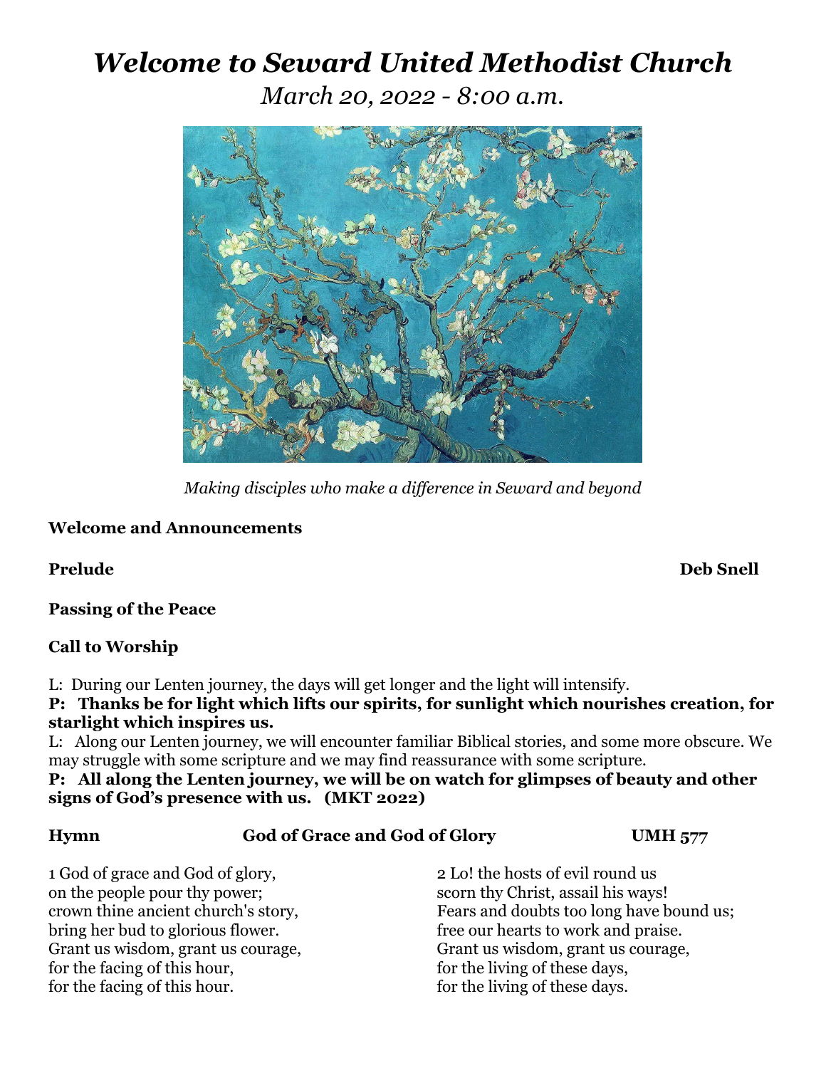# *Welcome to Seward United Methodist Church*

*March 20, 2022 - 8:00 a.m.*

*Making disciples who make a difference in Seward and beyond*

**Welcome and Announcements**

**Prelude** **Deb Snell**

**Passing of the Peace**

**Call to Worship**

L: During our Lenten journey, the days will get longer and the light will intensify.

**P: Thanks be for light which lifts our spirits, for sunlight which nourishes creation, for starlight which inspires us.**

L: Along our Lenten journey, we will encounter familiar Biblical stories, and some more obscure. We may struggle with some scripture and we may find reassurance with some scripture.

**P: All along the Lenten journey, we will be on watch for glimpses of beauty and other signs of God's presence with us. (MKT 2022)**

**Hymn** **God of Grace and God of Glory** **UMH 577**

1 God of grace and God of glory,
on the people pour thy power;
crown thine ancient church's story,
bring her bud to glorious flower.
Grant us wisdom, grant us courage,
for the facing of this hour,
for the facing of this hour.

2 Lo! the hosts of evil round us
scorn thy Christ, assail his ways!
Fears and doubts too long have bound us;
free our hearts to work and praise.
Grant us wisdom, grant us courage,
for the living of these days,
for the living of these days.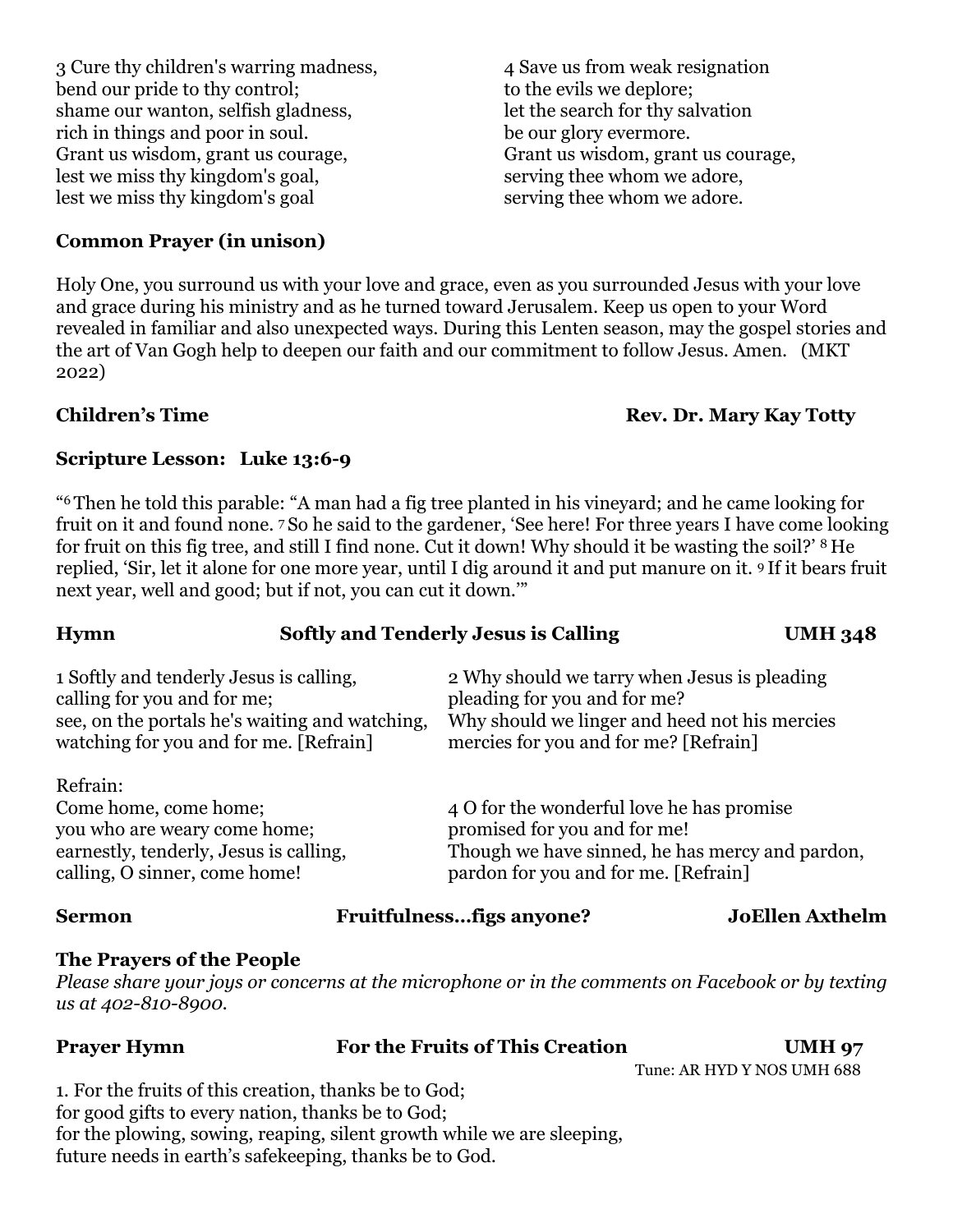3 Cure thy children's warring madness,
bend our pride to thy control;
shame our wanton, selfish gladness,
rich in things and poor in soul.
Grant us wisdom, grant us courage,
lest we miss thy kingdom's goal,
lest we miss thy kingdom's goal

4 Save us from weak resignation
to the evils we deplore;
let the search for thy salvation
be our glory evermore.
Grant us wisdom, grant us courage,
serving thee whom we adore,
serving thee whom we adore.

**Common Prayer (in unison)**

Holy One, you surround us with your love and grace, even as you surrounded Jesus with your love and grace during his ministry and as he turned toward Jerusalem. Keep us open to your Word revealed in familiar and also unexpected ways. During this Lenten season, may the gospel stories and the art of Van Gogh help to deepen our faith and our commitment to follow Jesus. Amen. (MKT 2022)

**Children's Time** **Rev. Dr. Mary Kay Totty**

**Scripture Lesson: Luke 13:6-9**

"6 Then he told this parable: "A man had a fig tree planted in his vineyard; and he came looking for fruit on it and found none. 7 So he said to the gardener, 'See here! For three years I have come looking for fruit on this fig tree, and still I find none. Cut it down! Why should it be wasting the soil?' 8 He replied, 'Sir, let it alone for one more year, until I dig around it and put manure on it. 9 If it bears fruit next year, well and good; but if not, you can cut it down.'"

**Hymn** **Softly and Tenderly Jesus is Calling** **UMH 348**

1 Softly and tenderly Jesus is calling,
calling for you and for me;
see, on the portals he's waiting and watching,
watching for you and for me. [Refrain]

2 Why should we tarry when Jesus is pleading
pleading for you and for me?
Why should we linger and heed not his mercies
mercies for you and for me? [Refrain]

Refrain:
Come home, come home;
you who are weary come home;
earnestly, tenderly, Jesus is calling,
calling, O sinner, come home!

4 O for the wonderful love he has promise
promised for you and for me!
Though we have sinned, he has mercy and pardon,
pardon for you and for me. [Refrain]

**Sermon** **Fruitfulness…figs anyone?** **JoEllen Axthelm**

**The Prayers of the People**

*Please share your joys or concerns at the microphone or in the comments on Facebook or by texting us at 402-810-8900.*

**Prayer Hymn** **For the Fruits of This Creation** **UMH 97**

Tune: AR HYD Y NOS UMH 688

1. For the fruits of this creation, thanks be to God;
for good gifts to every nation, thanks be to God;
for the plowing, sowing, reaping, silent growth while we are sleeping,
future needs in earth's safekeeping, thanks be to God.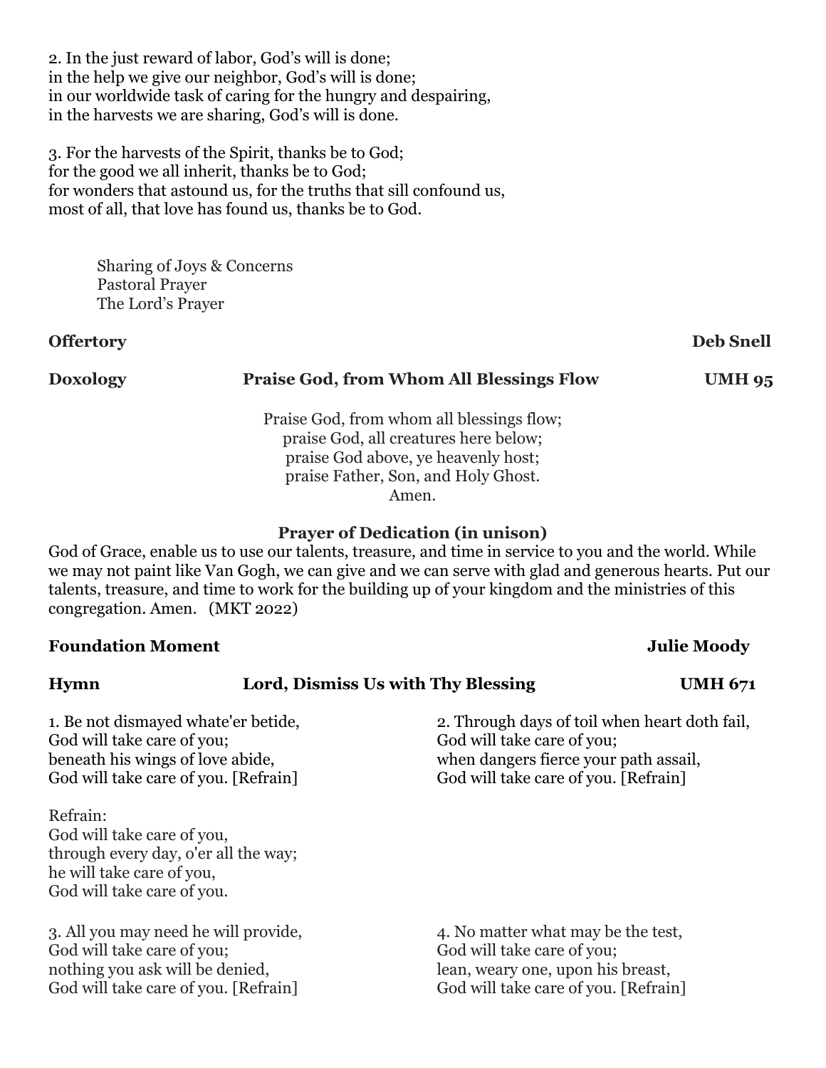2. In the just reward of labor, God's will is done;
in the help we give our neighbor, God's will is done;
in our worldwide task of caring for the hungry and despairing,
in the harvests we are sharing, God's will is done.

3. For the harvests of the Spirit, thanks be to God;
for the good we all inherit, thanks be to God;
for wonders that astound us, for the truths that sill confound us,
most of all, that love has found us, thanks be to God.

Sharing of Joys & Concerns
Pastoral Prayer
The Lord's Prayer

**Offertory** **Deb Snell**

**Doxology** **Praise God, from Whom All Blessings Flow** **UMH 95**

Praise God, from whom all blessings flow;
praise God, all creatures here below;
praise God above, ye heavenly host;
praise Father, Son, and Holy Ghost.
Amen.

**Prayer of Dedication (in unison)**

God of Grace, enable us to use our talents, treasure, and time in service to you and the world. While we may not paint like Van Gogh, we can give and we can serve with glad and generous hearts. Put our talents, treasure, and time to work for the building up of your kingdom and the ministries of this congregation. Amen. (MKT 2022)

**Foundation Moment** **Julie Moody**

**Hymn** **Lord, Dismiss Us with Thy Blessing** **UMH 671**

1. Be not dismayed whate'er betide,
God will take care of you;
beneath his wings of love abide,
God will take care of you. [Refrain]

Refrain:
God will take care of you,
through every day, o'er all the way;
he will take care of you,
God will take care of you.

2. Through days of toil when heart doth fail,
God will take care of you;
when dangers fierce your path assail,
God will take care of you. [Refrain]

3. All you may need he will provide,
God will take care of you;
nothing you ask will be denied,
God will take care of you. [Refrain]

4. No matter what may be the test,
God will take care of you;
lean, weary one, upon his breast,
God will take care of you. [Refrain]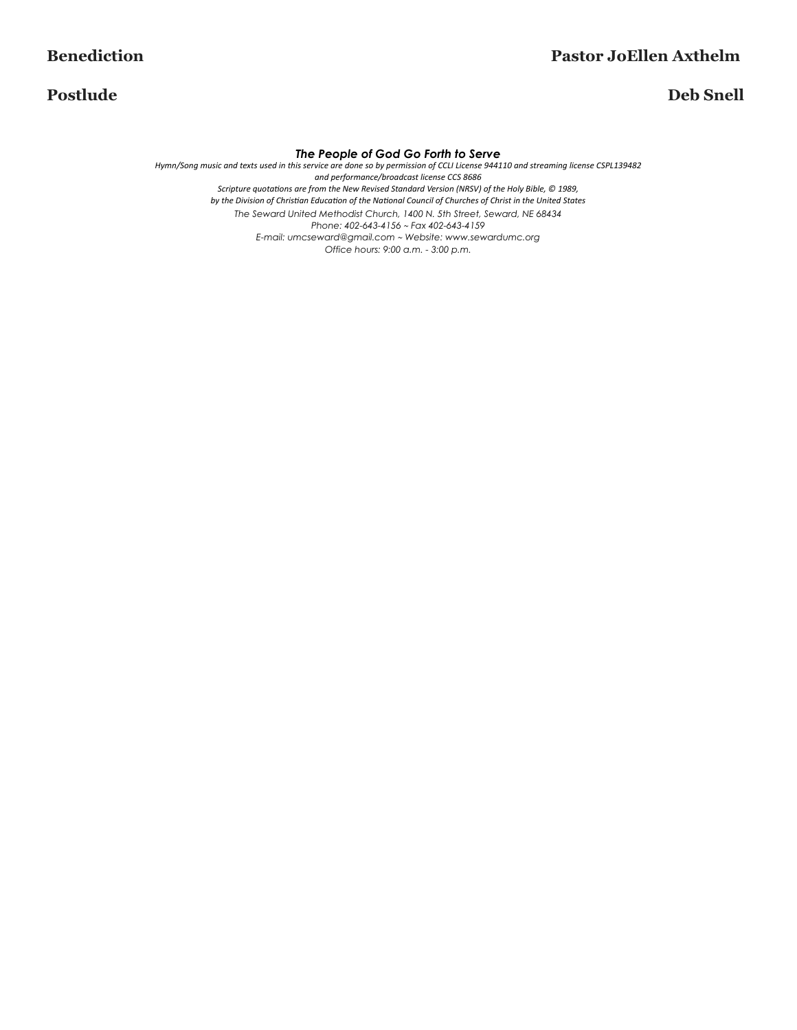**Benediction** **Pastor JoEllen Axthelm**

**Postlude** **Deb Snell**

***The People of God Go Forth to Serve***

*Hymn/Song music and texts used in this service are done so by permission of CCLI License 944110 and streaming license CSPL139482*
*and performance/broadcast license CCS 8686*
*Scripture quotations are from the New Revised Standard Version (NRSV) of the Holy Bible, © 1989,*
*by the Division of Christian Education of the National Council of Churches of Christ in the United States*
*The Seward United Methodist Church, 1400 N. 5th Street, Seward, NE 68434*
*Phone: 402-643-4156 ~ Fax 402-643-4159*
*E-mail: umcseward@gmail.com ~ Website: www.sewardumc.org*
*Office hours: 9:00 a.m. - 3:00 p.m.*